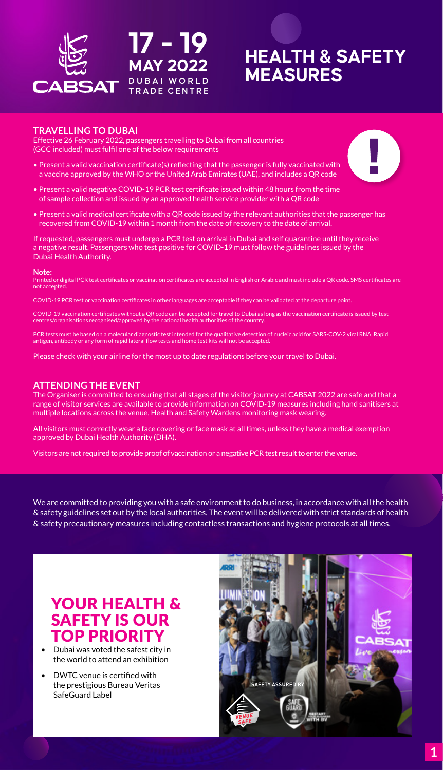CABSAT

# 17 - 19 MAY 2022

DUBAI WORLD TRADE CENTRE

# HEALTH & SAFETY MEASURES

## TRAVELLING TO DUBAI

Effective 26 February 2022, passengers travelling to Dubai from all countries (GCC included) must fulfil one of the below requirements

- Present a valid vaccination certificate(s) reflecting that the passenger is fully vaccinated with a vaccine approved by the WHO or the United Arab Emirates (UAE), and includes a QR code
- Present a valid negative COVID-19 PCR test certificate issued within 48 hours from the time of sample collection and issued by an approved health service provider with a QR code
- Present a valid medical certificate with a QR code issued by the relevant authorities that the passenger has recovered from COVID-19 within 1 month from the date of recovery to the date of arrival.

If requested, passengers must undergo a PCR test on arrival in Dubai and self quarantine until they receive a negative result. Passengers who test positive for COVID-19 must follow the guidelines issued by the Dubai Health Authority.

**Note:**

Printed or digital PCR test certificates or vaccination certificates are accepted in English or Arabic and must include a QR code. SMS certificates are not accepted.

COVID-19 PCR test or vaccination certificates in other languages are acceptable if they can be validated at the departure point.

COVID-19 vaccination certificates without a QR code can be accepted for travel to Dubai as long as the vaccination certificate is issued by test centres/organisations recognised/approved by the national health authorities of the country.

PCR tests must be based on a molecular diagnostic test intended for the qualitative detection of nucleic acid for SARS-COV-2 viral RNA. Rapid antigen, antibody or any form of rapid lateral flow tests and home test kits will not be accepted.

Please check with your airline for the most up to date regulations before your travel to Dubai.

## ATTENDING THE EVENT

The Organiser is committed to ensuring that all stages of the visitor journey at CABSAT 2022 are safe and that a range of visitor services are available to provide information on COVID-19 measures including hand sanitisers at multiple locations across the venue, Health and Safety Wardens monitoring mask wearing.

All visitors must correctly wear a face covering or face mask at all times, unless they have a medical exemption approved by Dubai Health Authority (DHA).

Visitors are not required to provide proof of vaccination or a negative PCR test result to enter the venue.

We are committed to providing you with a safe environment to do business, in accordance with all the health & safety guidelines set out by the local authorities. The event will be delivered with strict standards of health & safety precautionary measures including contactless transactions and hygiene protocols at all times.

## YOUR HEALTH & SAFETY IS OUR TOP PRIORITY

- Dubai was voted the safest city in the world to attend an exhibition
- DWTC venue is certified with the prestigious Bureau Veritas SafeGuard Label

SAFETY ASSURED BY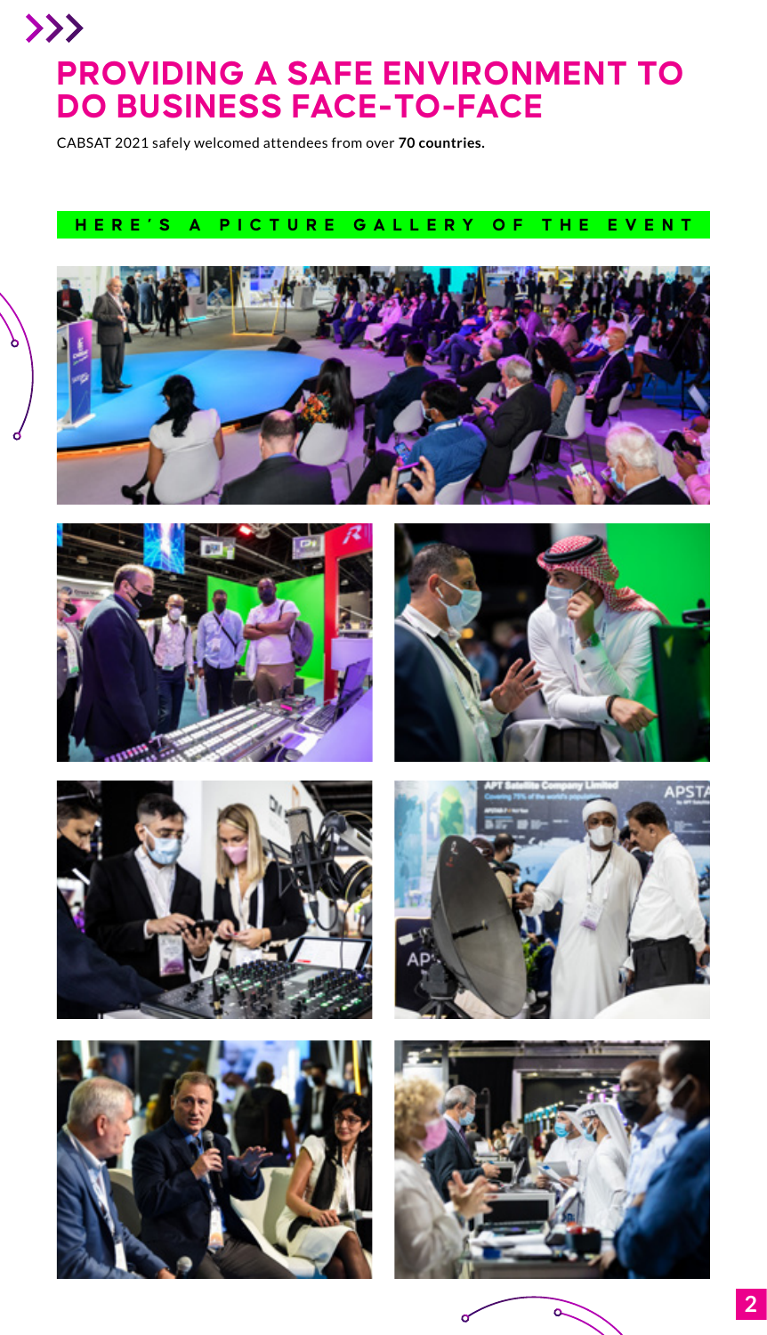# PROVIDING A SAFE ENVIRONMENT TO DO BUSINESS FACE-TO-FACE

CABSAT 2021 safely welcomed attendees from over **70 countries.**

## HERE'S A PICTURE GALLERY OF THE EVENT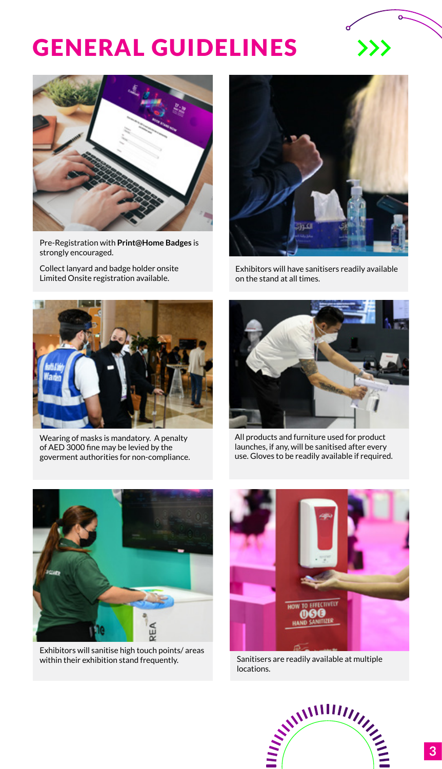# GENERAL GUIDELINES

Pre-Registration with **Print@Home Badges** is strongly encouraged.

Collect lanyard and badge holder onsite
Limited Onsite registration available.

Exhibitors will have sanitisers readily available on the stand at all times.

Wearing of masks is mandatory. A penalty of AED 3000 fine may be levied by the goverment authorities for non-compliance.

All products and furniture used for product launches, if any, will be sanitised after every use. Gloves to be readily available if required.

Exhibitors will sanitise high touch points/ areas within their exhibition stand frequently.

Sanitisers are readily available at multiple locations.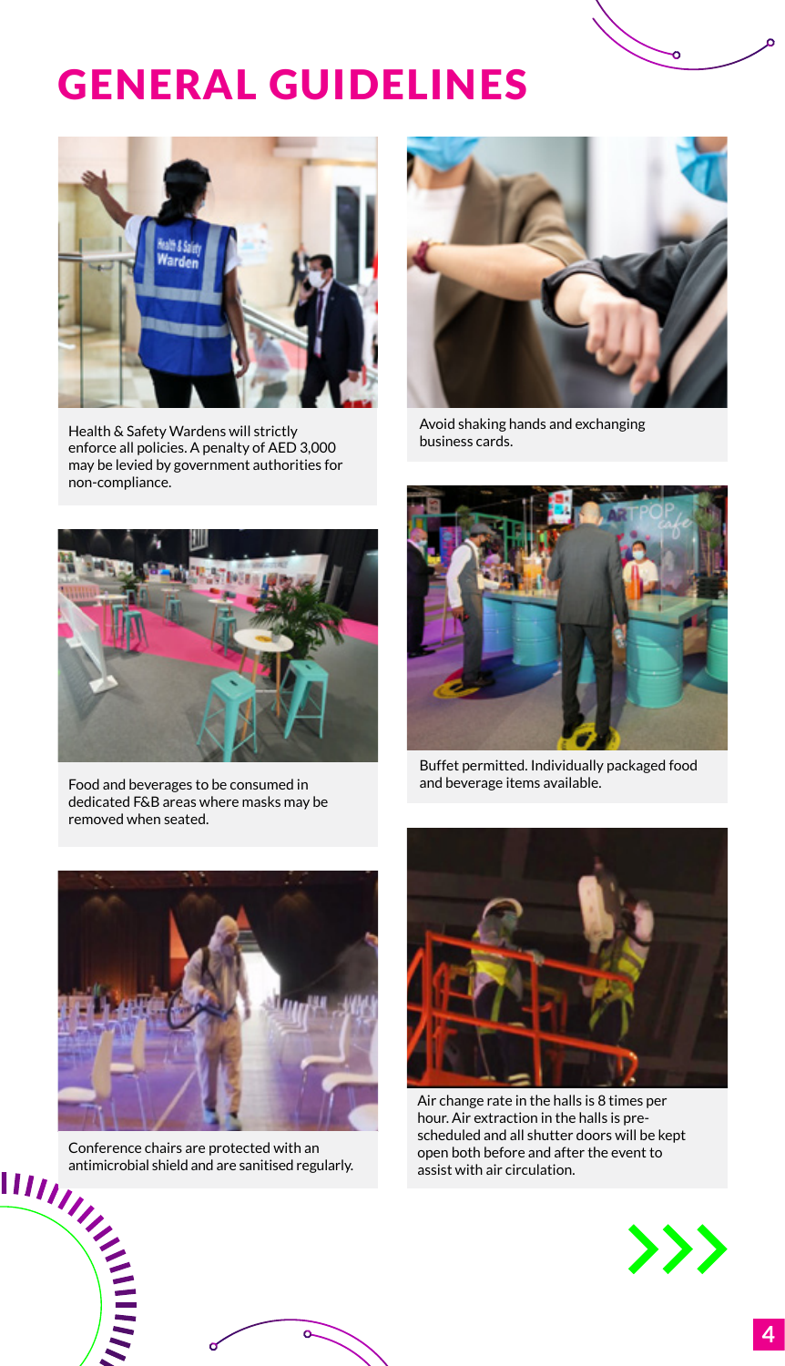# GENERAL GUIDELINES

Health & Safety Wardens will strictly enforce all policies. A penalty of AED 3,000 may be levied by government authorities for non-compliance.

Avoid shaking hands and exchanging business cards.

Food and beverages to be consumed in dedicated F&B areas where masks may be removed when seated.

Buffet permitted. Individually packaged food and beverage items available.

Conference chairs are protected with an antimicrobial shield and are sanitised regularly.

Air change rate in the halls is 8 times per hour. Air extraction in the halls is pre-scheduled and all shutter doors will be kept open both before and after the event to assist with air circulation.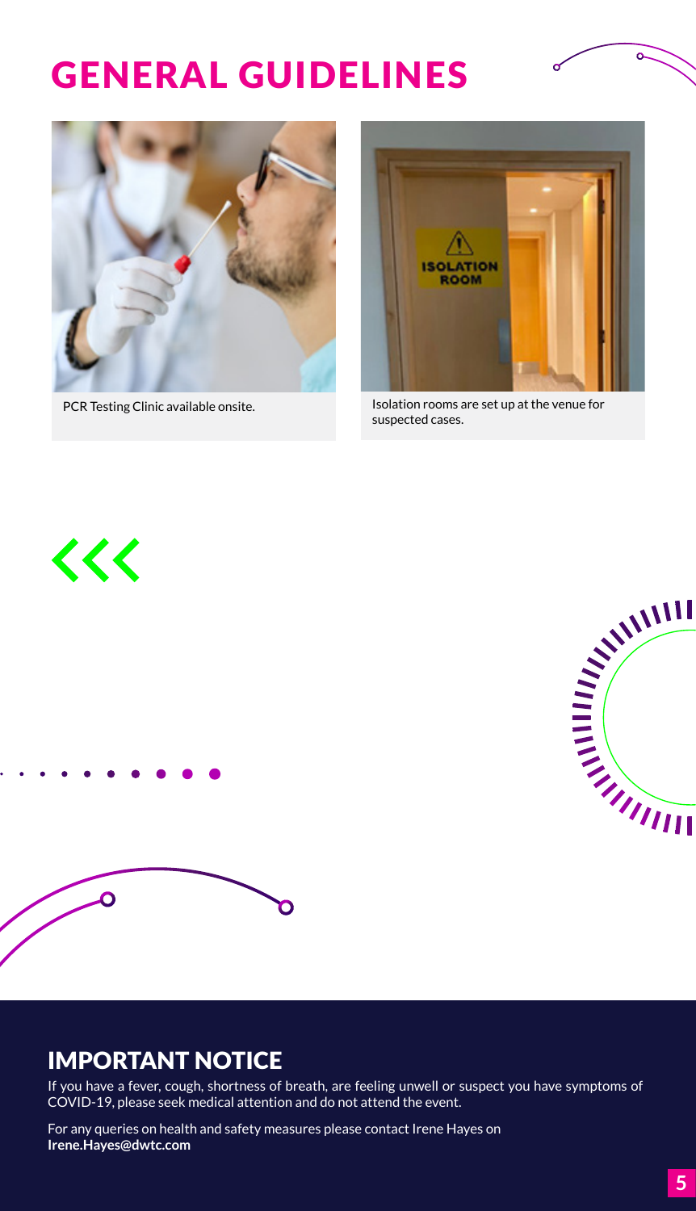# GENERAL GUIDELINES

PCR Testing Clinic available onsite.

Isolation rooms are set up at the venue for suspected cases.

## IMPORTANT NOTICE

If you have a fever, cough, shortness of breath, are feeling unwell or suspect you have symptoms of COVID-19, please seek medical attention and do not attend the event.

For any queries on health and safety measures please contact Irene Hayes on **Irene.Hayes@dwtc.com**